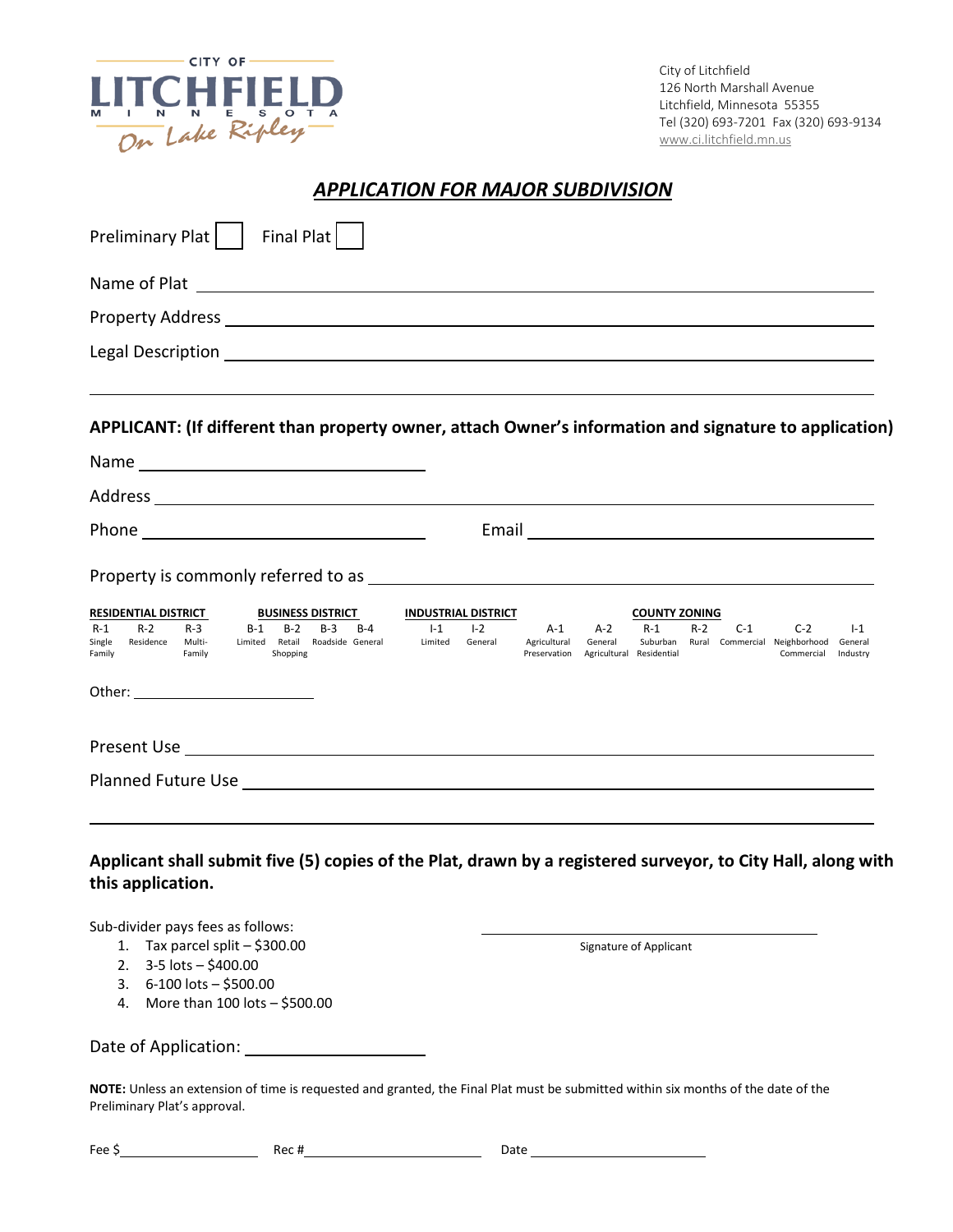CITY OF **LITCHFIELD** MINNESOTA *On Lake Ripley*

City of Litchfield
126 North Marshall Avenue
Litchfield, Minnesota 55355
Tel (320) 693-7201 Fax (320) 693-9134
www.ci.litchfield.mn.us

## *APPLICATION FOR MAJOR SUBDIVISION*

Preliminary Plat ☐ Final Plat ☐

Name of Plat ___________________________________________

Property Address ___________________________________________

Legal Description ___________________________________________

___________________________________________

**APPLICANT: (If different than property owner, attach Owner's information and signature to application)**

Name ______________________

Address ___________________________________________

Phone ______________________ Email ______________________

Property is commonly referred to as ___________________________________________

| RESIDENTIAL DISTRICT | | | BUSINESS DISTRICT | | | | INDUSTRIAL DISTRICT | | COUNTY ZONING | | | | | | | |
|---|---|---|---|---|---|---|---|---|---|---|---|---|---|---|---|---|
| R-1 | R-2 | R-3 | B-1 | B-2 | B-3 | B-4 | I-1 | I-2 | A-1 | A-2 | R-1 | R-2 | C-1 | C-2 | I-1 |
| Single Family | Residence | Multi-Family | Limited | Retail Shopping | Roadside | General | Limited | General | Agricultural Preservation | General Agricultural | Suburban Residential | Rural | Commercial | Neighborhood Commercial | General Industry |

Other: ______________________

Present Use ___________________________________________

Planned Future Use ___________________________________________

___________________________________________

**Applicant shall submit five (5) copies of the Plat, drawn by a registered surveyor, to City Hall, along with this application.**

Sub-divider pays fees as follows:

1. Tax parcel split – $300.00
2. 3-5 lots – $400.00
3. 6-100 lots – $500.00
4. More than 100 lots – $500.00

______________________
Signature of Applicant

Date of Application: ______________________

**NOTE:** Unless an extension of time is requested and granted, the Final Plat must be submitted within six months of the date of the Preliminary Plat's approval.

Fee $______________ Rec #______________ Date ______________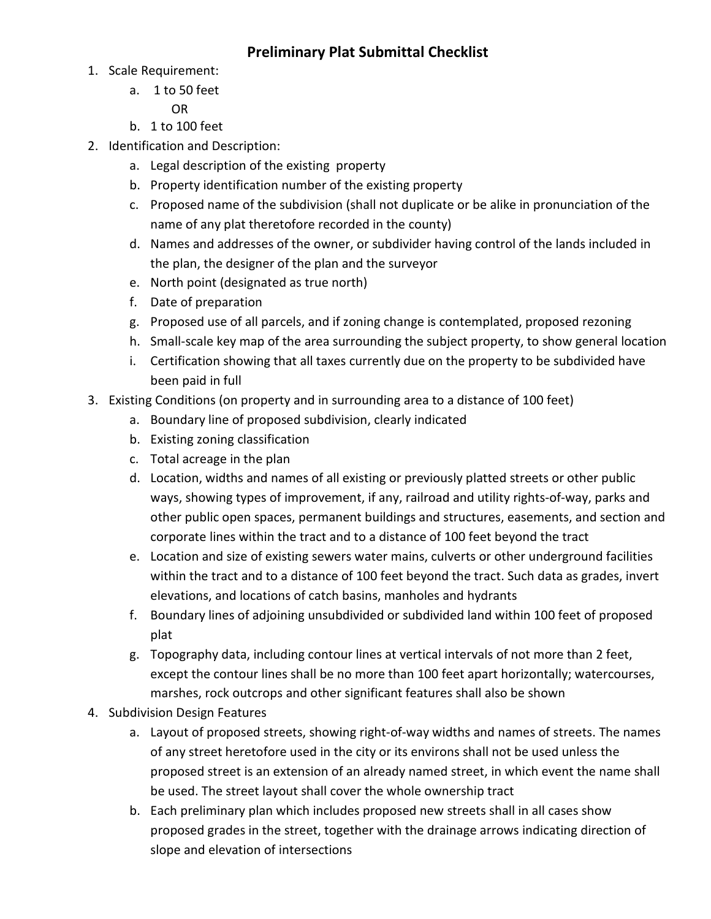# Preliminary Plat Submittal Checklist

1. Scale Requirement:
    a. 1 to 50 feet
       OR
    b. 1 to 100 feet
2. Identification and Description:
    a. Legal description of the existing property
    b. Property identification number of the existing property
    c. Proposed name of the subdivision (shall not duplicate or be alike in pronunciation of the name of any plat theretofore recorded in the county)
    d. Names and addresses of the owner, or subdivider having control of the lands included in the plan, the designer of the plan and the surveyor
    e. North point (designated as true north)
    f. Date of preparation
    g. Proposed use of all parcels, and if zoning change is contemplated, proposed rezoning
    h. Small-scale key map of the area surrounding the subject property, to show general location
    i. Certification showing that all taxes currently due on the property to be subdivided have been paid in full
3. Existing Conditions (on property and in surrounding area to a distance of 100 feet)
    a. Boundary line of proposed subdivision, clearly indicated
    b. Existing zoning classification
    c. Total acreage in the plan
    d. Location, widths and names of all existing or previously platted streets or other public ways, showing types of improvement, if any, railroad and utility rights-of-way, parks and other public open spaces, permanent buildings and structures, easements, and section and corporate lines within the tract and to a distance of 100 feet beyond the tract
    e. Location and size of existing sewers water mains, culverts or other underground facilities within the tract and to a distance of 100 feet beyond the tract. Such data as grades, invert elevations, and locations of catch basins, manholes and hydrants
    f. Boundary lines of adjoining unsubdivided or subdivided land within 100 feet of proposed plat
    g. Topography data, including contour lines at vertical intervals of not more than 2 feet, except the contour lines shall be no more than 100 feet apart horizontally; watercourses, marshes, rock outcrops and other significant features shall also be shown
4. Subdivision Design Features
    a. Layout of proposed streets, showing right-of-way widths and names of streets. The names of any street heretofore used in the city or its environs shall not be used unless the proposed street is an extension of an already named street, in which event the name shall be used. The street layout shall cover the whole ownership tract
    b. Each preliminary plan which includes proposed new streets shall in all cases show proposed grades in the street, together with the drainage arrows indicating direction of slope and elevation of intersections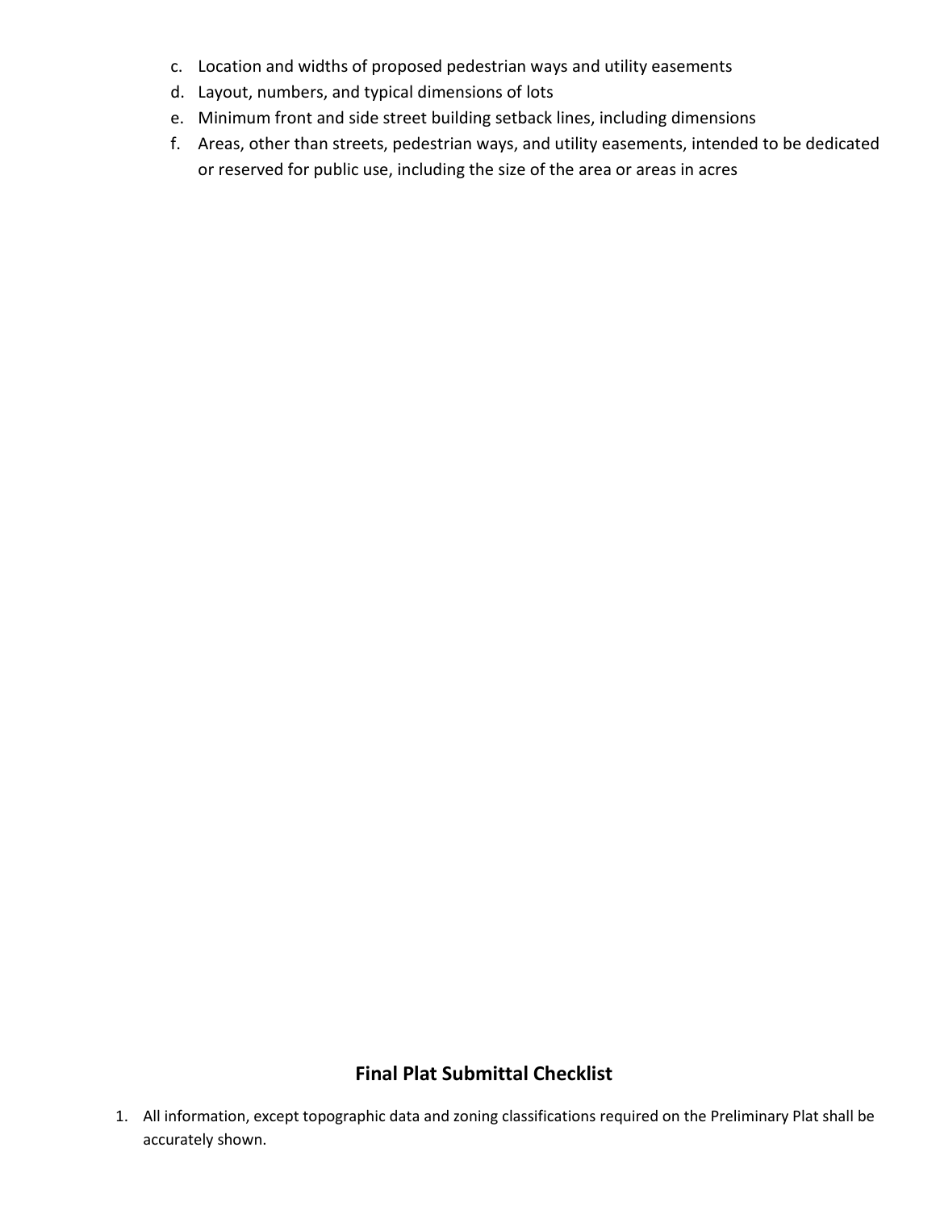c. Location and widths of proposed pedestrian ways and utility easements
d. Layout, numbers, and typical dimensions of lots
e. Minimum front and side street building setback lines, including dimensions
f. Areas, other than streets, pedestrian ways, and utility easements, intended to be dedicated or reserved for public use, including the size of the area or areas in acres

## Final Plat Submittal Checklist

1. All information, except topographic data and zoning classifications required on the Preliminary Plat shall be accurately shown.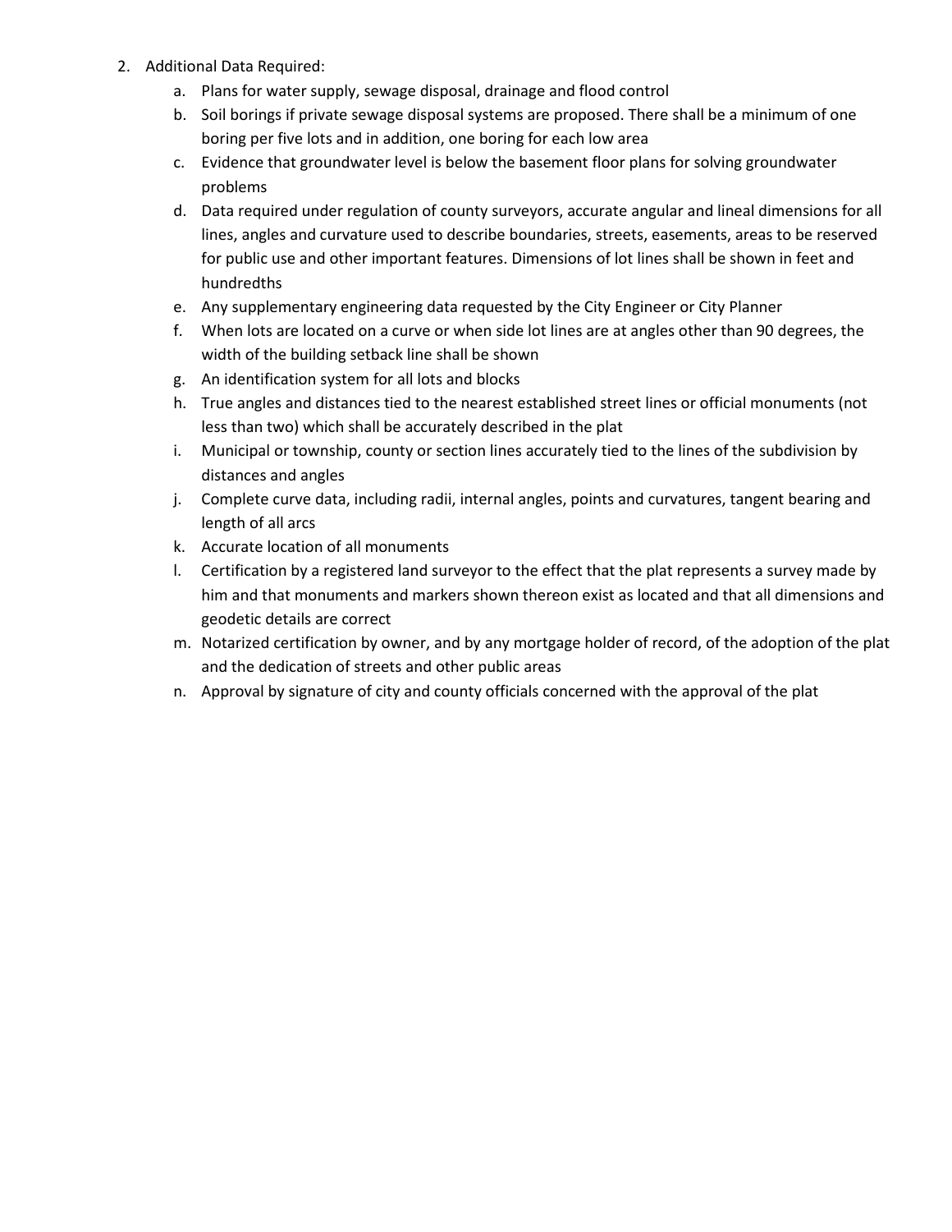2. Additional Data Required:
    a. Plans for water supply, sewage disposal, drainage and flood control
    b. Soil borings if private sewage disposal systems are proposed. There shall be a minimum of one boring per five lots and in addition, one boring for each low area
    c. Evidence that groundwater level is below the basement floor plans for solving groundwater problems
    d. Data required under regulation of county surveyors, accurate angular and lineal dimensions for all lines, angles and curvature used to describe boundaries, streets, easements, areas to be reserved for public use and other important features. Dimensions of lot lines shall be shown in feet and hundredths
    e. Any supplementary engineering data requested by the City Engineer or City Planner
    f. When lots are located on a curve or when side lot lines are at angles other than 90 degrees, the width of the building setback line shall be shown
    g. An identification system for all lots and blocks
    h. True angles and distances tied to the nearest established street lines or official monuments (not less than two) which shall be accurately described in the plat
    i. Municipal or township, county or section lines accurately tied to the lines of the subdivision by distances and angles
    j. Complete curve data, including radii, internal angles, points and curvatures, tangent bearing and length of all arcs
    k. Accurate location of all monuments
    l. Certification by a registered land surveyor to the effect that the plat represents a survey made by him and that monuments and markers shown thereon exist as located and that all dimensions and geodetic details are correct
    m. Notarized certification by owner, and by any mortgage holder of record, of the adoption of the plat and the dedication of streets and other public areas
    n. Approval by signature of city and county officials concerned with the approval of the plat